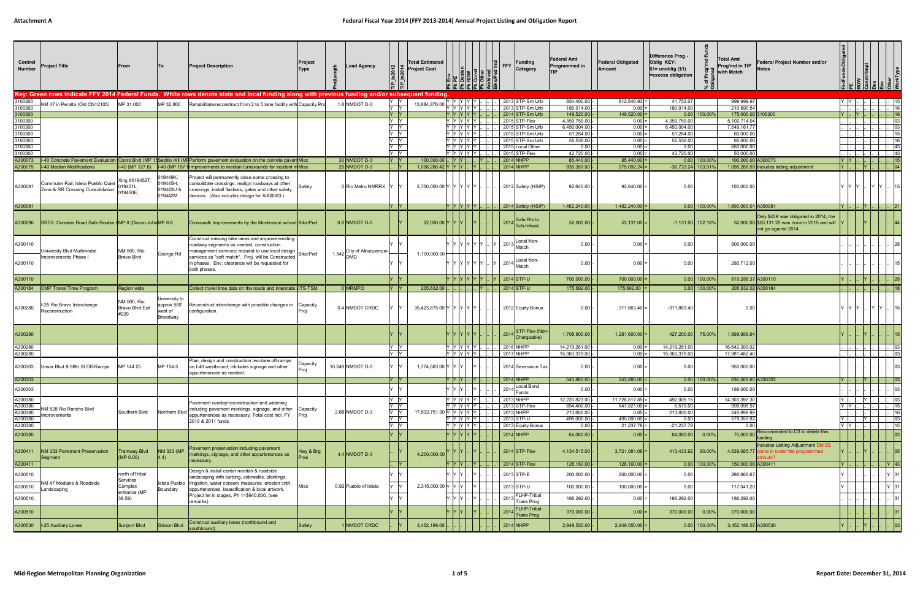Key: Green rows indicate FFY 2014 Federal Funds. White rows denote state and local funding along with previous funding and/or subsequent funding.

| Control Number | Project Title | From | To | Project Description | Project Type | ProjLength | Lead Agency | TIP_In2012 | TIP_In2014 | Total Estimated Project Cost | Ph Env | Ph PE | Ph Design | Ph ROW | Ph Const | Ph Other | Archived | Bike/Ped Incl | FFY | Funding Category | Federal Amt Programmed in TIP | Federal Obligated Amount | Difference Prog - Oblig KEY: $1= unoblig ($1) =excess obligation | % of Prog'md Funds Obligated | Total Amt Prog'md in TIP with Match | Federal Project Number and/or Notes | FedFundsObligated | PE | ROW | Constr/Impl | Des | Env | Other | WorkType |
|---|---|---|---|---|---|---|---|---|---|---|---|---|---|---|---|---|---|---|---|---|---|---|---|---|---|---|---|---|---|---|---|---|---|---|
| 3100300 | NM 47 in Peralta (Old CN=2105) | MP 31.000 | MP 32.800 | Rehabilitate/reconstruct from 2 to 5 lane facility with | Capacity Pro | 1.8 | NMDOT D-3 | Y | Y | 13,884,876.00 | Y | Y | Y | Y | Y | .. | .. | .. | 2013 | STP-Sm Urb | 854,400.00 | 812,646.93 | 41,753.07 | | 999,999.97 | | Y | Y | .. | .. | .. | .. | .. | 15 |
| 3100300 | | | | | | | | Y | Y | | Y | Y | Y | Y | Y | .. | .. | .. | 2013 | STP-Sm Urb | 180,014.00 | 0.00 | 180,014.00 | | 210,690.54 | | .. | .. | .. | .. | .. | .. | .. | 16 |
| 3100300 | | | | | | | | Y | Y | | Y | Y | Y | Y | Y | .. | .. | .. | 2014 | STP-Sm Urb | 149,520.00 | 149,520.00 | 0.00 | 100.00% | 175,000.00 | 3100300 | Y | .. | .. | Y | .. | .. | .. | 16 |
| 3100300 | | | | | | | | Y | Y | | Y | Y | Y | Y | Y | .. | .. | .. | 2015 | STP-Flex | 4,359,759.00 | 0.00 | 4,359,759.00 | | 5,102,714.04 | | .. | .. | .. | .. | .. | .. | .. | 03 |
| 3100300 | | | | | | | | Y | Y | | Y | Y | Y | Y | Y | .. | .. | .. | 2015 | STP-Sm Urb | 6,450,004.00 | 0.00 | 6,450,004.00 | | 7,549,161.77 | | .. | .. | .. | .. | .. | .. | .. | 03 |
| 3100300 | | | | | | | | Y | Y | | Y | Y | Y | Y | Y | .. | .. | .. | 2015 | STP-Sm Urb | 51,264.00 | 0.00 | 51,264.00 | | 60,000.00 | | .. | .. | .. | .. | .. | .. | .. | 15 |
| 3100300 | | | | | | | | Y | Y | | Y | Y | Y | Y | Y | .. | .. | .. | 2015 | STP-Sm Urb | 55,536.00 | 0.00 | 55,536.00 | | 65,000.00 | | .. | .. | .. | .. | .. | .. | .. | 16 |
| 3100300 | | | | | | | | Y | Y | | Y | Y | Y | Y | Y | .. | .. | .. | 2015 | Local Other | 0.00 | 0.00 | 0.00 | | 883,000.00 | | .. | .. | .. | .. | .. | .. | .. | 43 |
| 3100300 | | | | | | | | Y | Y | | Y | Y | Y | Y | Y | .. | .. | .. | 2015 | STP-Flex | 42,720.00 | 0.00 | 42,720.00 | | 50,000.00 | | .. | .. | .. | .. | .. | .. | .. | 43 |
| A300073 | I-40 Concrete Pavement Evaluation | Coors Blvd (MP 15 | Sedillo Hill (MP | Perform pavement evaluation on the conrete pavem | Misc | 30 | NMDOT D-3 | Y | Y | 100,000.00 | .. | Y | Y | .. | .. | Y | .. | .. | 2014 | NHPP | 85,440.00 | 85,440.00 | 0.00 | 100.00% | 100,000.00 | A300073 | Y | Y | .. | .. | .. | .. | .. | 15 |
| A300075 | I-40 Median Modifications | I-40 (MP 127.6) | I-40 (MP 157 | Improvements to median turnarounds for incident m | Misc | 25 | NMDOT D-3 | .. | Y | 1,098,266.42 | Y | Y | Y | .. | Y | .. | .. | .. | 2014 | NHPP | 938,359.00 | 975,092.24 | -36,733.24 | 103.91% | 1,098,266.59 | Includes letting adjustment | Y | .. | .. | Y | .. | .. | .. | 04 |
| A300081 | Commuter Rail: Isleta Pueblo Quiet Zone & RR Crossing Consolidation | Xing #019452T, 019451L, 019450E, | 019449K, 019445H, 019443U & 019442M | Project will permanently close some crossing to consolidate crossings, realign roadways at other crossings, install flashers, gates and other safety devices. (Also includes design for A300083.) | Safety | 0 | Rio Metro NMRRX | Y | Y | 2,700,000.00 | Y | Y | Y | Y | Y | .. | .. | .. | 2012 | Safety (HSIP) | 92,640.00 | 92,640.00 | 0.00 | | 100,000.00 | | Y | Y | Y | .. | Y | Y | .. | 15 |
| A300081 | | | | | | | | Y | Y | | Y | Y | Y | Y | Y | .. | .. | .. | 2014 | Safety (HSIP) | 1,482,240.00 | 1,482,240.00 | 0.00 | 100.00% | 1,600,000.01 | A300081 | Y | .. | .. | Y | .. | .. | .. | 21 |
| A300096 | SRTS: Corrales Road Safe Routes t | MP 8 (Devon John | MP 8.8 | Crosswalk Improvements by the Montessori school | Bike/Ped | 0.8 | NMDOT D-3 | .. | Y | 52,000.00 | Y | Y | .. | Y | .. | .. | .. | .. | 2014 | Safe Rts to Sch-Infrast | 52,000.00 | 53,131.00 | -1,131.00 | 102.18% | 52,000.00 | Only $45K was obligated in 2014, the $53,131.20 was done in 2015 and will not go against 2014 | Y | .. | .. | Y | .. | .. | .. | 44 |
| A300110 | University Blvd Multimodal Improvements Phase I | NM 500, Rio Bravo Blvd | George Rd | Construct missing bike lanes and improve existing roadway segments as needed, construction management services; request to use local design services as "soft match". Proj. will be Constructed in phases. Env. clearance will be requested for both phases. | Bike/Ped | 1.542 | City of Albuquerque-DMD | Y | Y | 1,100,000.00 | Y | Y | Y | Y | Y | .. | .. | Y | 2013 | Local Non-Match | 0.00 | 0.00 | 0.00 | | 800,000.00 | | .. | .. | .. | .. | .. | .. | .. | 28 |
| A300110 | | | | | | | | Y | Y | | Y | Y | Y | Y | Y | .. | .. | Y | 2014 | Local Non-Match | 0.00 | 0.00 | 0.00 | | 280,712.00 | | .. | .. | .. | .. | .. | .. | .. | 15 |
| A300110 | | | | | | | | Y | Y | | Y | Y | Y | Y | Y | .. | .. | Y | 2014 | STP-U | 700,000.00 | 700,000.00 | 0.00 | 100.00% | 819,288.37 | A300110 | Y | .. | .. | Y | .. | .. | .. | 28 |
| A300184 | CMP Travel Time Program | Region wide | | Collect travel time data on the roads and interstate s | ITS-TSM | 0 | MRMPO | Y | Y | 205,632.00 | .. | .. | .. | .. | .. | Y | .. | .. | 2014 | STP-U | 175,692.00 | 175,692.00 | 0.00 | 100.00% | 205,632.02 | A300184 | Y | .. | .. | .. | .. | .. | .. | 18 |
| A300280 | I-25 Rio Bravo Interchange Reconstruction | NM 500, Rio Bravo Blvd Exit #220 | University to approx 500' west of Broadway | Reconstruct interchange with possible changes in configuration. | Capacity Proj | 0.4 | NMDOT CRDC | Y | Y | 35,423,875.00 | Y | Y | Y | Y | Y | .. | .. | .. | 2012 | Equity Bonus | 0.00 | 311,863.40 | -311,863.40 | | 0.00 | | Y | Y | Y | .. | Y | Y | .. | 15 |
| A300280 | | | | | | | | Y | Y | | Y | Y | Y | Y | Y | .. | .. | .. | 2014 | STP-Flex (Non-Chargeable) | 1,708,800.00 | 1,281,600.00 | 427,200.00 | 75.00% | 1,999,999.94 | | Y | .. | .. | Y | .. | .. | .. | 15 |
| A300280 | | | | | | | | Y | Y | | Y | Y | Y | Y | Y | .. | .. | .. | 2016 | NHPP | 14,219,261.00 | 0.00 | 14,219,261.00 | | 16,642,393.02 | | .. | .. | .. | .. | .. | .. | .. | 03 |
| A300280 | | | | | | | | Y | Y | | Y | Y | Y | Y | Y | .. | .. | .. | 2017 | NHPP | 15,363,379.00 | 0.00 | 15,363,379.00 | | 17,981,482.40 | | .. | .. | .. | .. | .. | .. | .. | 03 |
| A300303 | Unser Blvd & 98th St Off-Ramps | MP 144.25 | MP 154.5 | Plan, design and construction two-lane off-ramps on I-40 westbound; includes signage and other appurtenances as needed. | Capacity Proj | 10.249 | NMDOT D-3 | Y | Y | 1,774,563.00 | Y | Y | .. | Y | .. | .. | .. | .. | 2014 | Severance Tax | 0.00 | 0.00 | 0.00 | | 950,000.00 | | .. | .. | .. | .. | .. | .. | .. | 03 |
| A300303 | | | | | | | | Y | Y | | Y | Y | .. | Y | .. | .. | .. | .. | 2014 | NHPP | 543,880.00 | 543,880.00 | 0.00 | 100.00% | 636,563.65 | A300303 | Y | .. | .. | Y | .. | .. | .. | 03 |
| A300303 | | | | | | | | Y | Y | | Y | Y | .. | Y | .. | .. | .. | .. | 2014 | Local Bond Funds | 0.00 | 0.00 | 0.00 | | 188,000.00 | | .. | .. | .. | .. | .. | .. | .. | 03 |
| A300380 | NM 528 Rio Rancho Blvd Improvements | Southern Blvd | Northern Blvd | Pavement overlay/reconstruction and widening including pavement markings, signage, and other appurtenances as necessary. Total cost incl. FY 2010 & 2011 funds. | Capacity Proj | 2.68 | NMDOT D-3 | Y | Y | 17,532,751.00 | Y | Y | Y | Y | Y | .. | .. | .. | 2013 | NHPP | 12,220,823.00 | 11,728,817.85 | 492,005.15 | | 14,303,397.30 | | Y | .. | .. | Y | .. | .. | .. | 03 |
| A300380 | | | | | | | | Y | Y | | Y | Y | Y | Y | Y | .. | .. | .. | 2013 | STP-Flex | 854,400.00 | 847,821.00 | 6,579.00 | | 999,999.97 | | Y | Y | .. | .. | .. | .. | .. | 15 |
| A300380 | | | | | | | | Y | Y | | Y | Y | Y | Y | Y | .. | .. | .. | 2013 | NHPP | 213,600.00 | 0.00 | 213,600.00 | | 249,999.99 | | .. | .. | .. | .. | .. | .. | .. | 16 |
| A300380 | | | | | | | | Y | Y | | Y | Y | Y | Y | Y | .. | .. | .. | 2013 | STP-U | 495,000.00 | 495,000.00 | 0.00 | | 579,353.92 | | Y | .. | .. | Y | .. | .. | .. | 03 |
| A300380 | | | | | | | | Y | Y | | Y | Y | Y | Y | Y | .. | .. | .. | 2013 | Equity Bonus | 0.00 | 21,237.78 | -21,237.78 | | 0.00 | | Y | Y | .. | .. | .. | .. | .. | 15 |
| A300380 | | | | | | | | Y | Y | | Y | Y | Y | Y | Y | .. | .. | .. | 2014 | NHPP | 64,080.00 | 0.00 | 64,080.00 | 0.00% | 75,000.00 | Reccomended to D3 to delete this funding | .. | .. | .. | .. | .. | .. | .. | 03 |
| A300411 | NM 333 Pavement Preservation Segment | Tramway Blvd (MP 0.00) | NM 333 (MP 4.4) | Pavement preservation including pavement markings, signage, and other appurtenances as necessary. | Hwy & Brg Pres | 4.4 | NMDOT D-3 | .. | Y | 4,200,000.00 | Y | Y | .. | Y | .. | .. | .. | .. | 2014 | STP-Flex | 4,134,515.00 | 3,721,081.08 | 413,433.92 | 90.00% | 4,839,085.77 | Includes Letting Adjustment Did EE come in under the programmed amount? | Y | .. | .. | Y | .. | .. | .. | 05 |
| A300411 | | | | | | | | .. | Y | | Y | Y | .. | Y | .. | .. | .. | .. | 2014 | STP-Flex | 128,160.00 | 128,160.00 | 0.00 | 100.00% | 150,000.00 | A300411 | Y | .. | .. | .. | .. | .. | Y | 43 |
| A300510 | NM 47 Medians & Roadside Landscaping | north of Tribal Services Complex entrance (MP 39.59) | Isleta Pueblo Boundary | Design & install center median & roadside landscaping with curbing, sidewalks, plantings, irrigation, water conserv measures, erosion cntrl, appurtenances, beautification & local artwork. Project let in stages, Ph 1=$940,000. (see remarks) | Misc | 0.92 | Pueblo of Isleta | Y | Y | 2,315,000.00 | Y | Y | .. | Y | .. | .. | .. | .. | 2013 | STP-E | 200,000.00 | 200,000.00 | 0.00 | | 266,666.67 | | Y | .. | .. | .. | .. | .. | Y | 31 |
| A300510 | | | | | | | | Y | Y | | Y | Y | .. | Y | .. | .. | .. | .. | 2013 | STP-U | 100,000.00 | 100,000.00 | 0.00 | | 117,041.20 | | Y | .. | .. | .. | .. | .. | Y | 31 |
| A300510 | | | | | | | | Y | Y | | Y | Y | .. | Y | .. | .. | .. | .. | 2013 | FLHP-Tribal Trans Prog | 186,292.00 | 0.00 | 186,292.00 | | 186,292.00 | | .. | .. | .. | .. | .. | .. | .. | 31 |
| A300510 | | | | | | | | Y | Y | | Y | Y | .. | Y | .. | .. | .. | .. | 2014 | FLHP-Tribal Trans Prog | 370,000.00 | 0.00 | 370,000.00 | 0.00% | 370,000.00 | | .. | .. | .. | .. | .. | .. | .. | 31 |
| A300530 | I-25 Auxiliary Lanes | Sunport Blvd | Gibson Blvd | Construct auxiliary lanes (northbound and southbound). | Safety | 1 | NMDOT CRDC | .. | Y | 3,452,189.00 | .. | .. | .. | .. | Y | .. | .. | .. | 2014 | NHPP | 2,949,550.00 | 2,949,550.00 | 0.00 | 100.00% | 3,452,188.57 | A300530 | Y | .. | .. | Y | .. | .. | .. | 03 |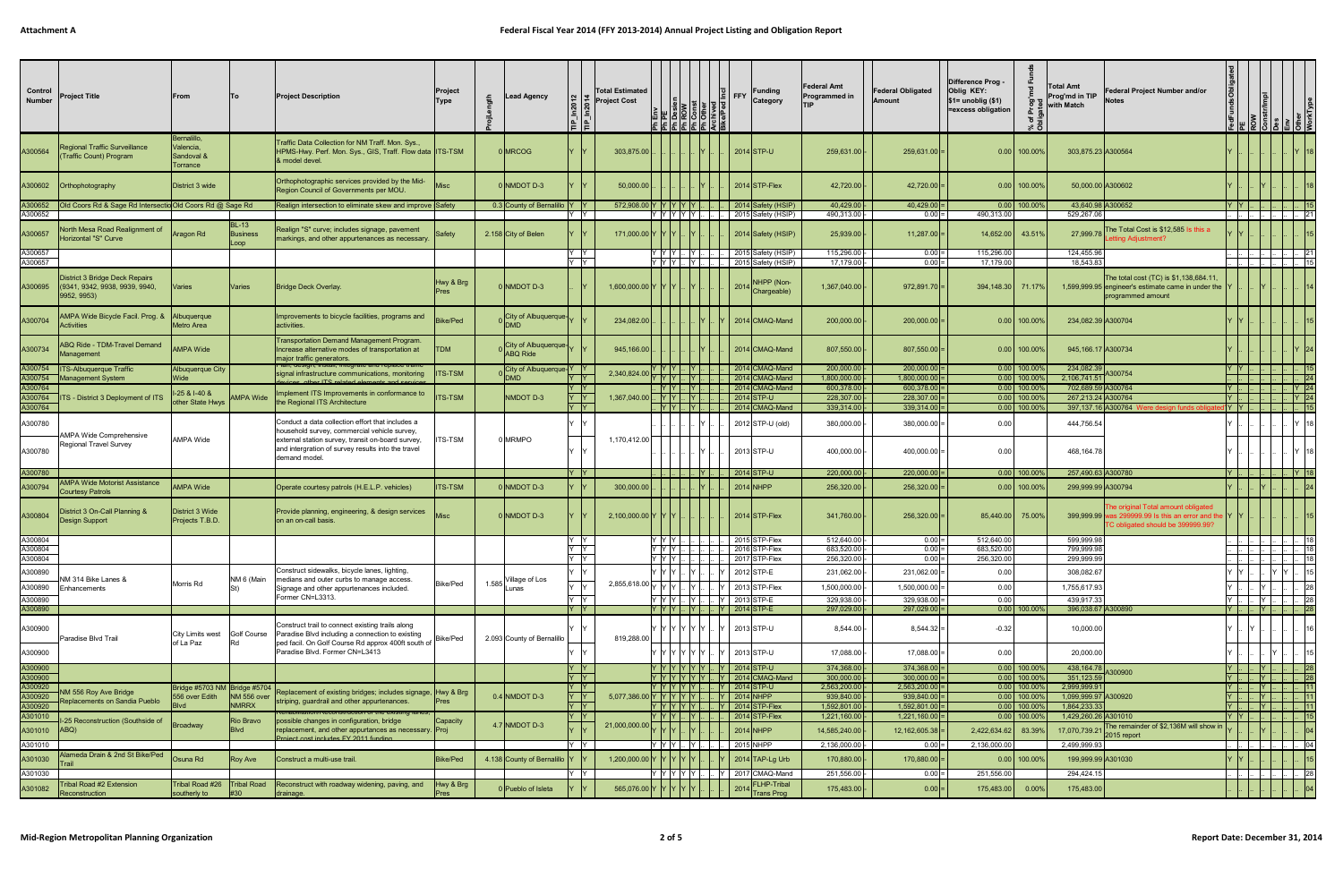# Attachment A

## Federal Fiscal Year 2014 (FFY 2013-2014) Annual Project Listing and Obligation Report

| Control Number | Project Title | From | To | Project Description | Project Type | ProjLength | Lead Agency | TIP_In2012 | TIP_In2014 | Total Estimated Project Cost | Ph Env | Ph PE | Ph Design | Ph ROW | Ph Const | Ph Other | Architect | Bike/Ped Incl | FFY | Funding Category | Federal Amt Programmed in TIP | Federal Obligated Amount | Difference Prog - Oblig KEY: $1= unoblig ($1) =excess obligation | % of Prog'md Funds Obligated | Total Amt Prog'md in TIP with Match | Federal Project Number and/or Notes | FedFundsObligated | PE | ROW | Constr/Impl | Des | Env | Other | WorkType |
|---|---|---|---|---|---|---|---|---|---|---|---|---|---|---|---|---|---|---|---|---|---|---|---|---|---|---|---|---|---|---|---|---|---|---|
| A300564 | Regional Traffic Surveillance (Traffic Count) Program | Bernalillo, Valencia, Sandoval & Torrance | | Traffic Data Collection for NM Traff. Mon. Sys., HPMS-Hwy. Perf. Mon. Sys., GIS, Traff. Flow data & model devel. | ITS-TSM | 0 | MRCOG | Y | Y | 303,875.00 | .. | .. | .. | .. | .. | Y | .. | .. | 2014 | STP-U | 259,631.00 | 259,631.00 | 0.00 | 100.00% | 303,875.23 | A300564 | Y | .. | .. | .. | .. | .. | Y | 18 |
| A300602 | Orthophotography | District 3 wide | | Orthophotographic services provided by the Mid-Region Council of Governments per MOU. | Misc | 0 | NMDOT D-3 | Y | Y | 50,000.00 | .. | .. | .. | .. | .. | Y | .. | .. | 2014 | STP-Flex | 42,720.00 | 42,720.00 | 0.00 | 100.00% | 50,000.00 | A300602 | Y | .. | .. | Y | .. | .. | .. | 18 |
| A300652 | Old Coors Rd & Sage Rd Intersection | Old Coors Rd @ Sage Rd | | Realign intersection to eliminate skew and improve | Safety | 0.3 | County of Bernalillo | Y | Y | 572,908.00 | Y | Y | Y | Y | Y | .. | .. | .. | 2014 | Safety (HSIP) | 40,429.00 | 40,429.00 | 0.00 | 100.00% | 43,640.98 | A300652 | Y | Y | .. | .. | .. | .. | .. | 15 |
| A300652 | | | | | | | | Y | Y | | Y | Y | Y | Y | Y | .. | .. | .. | 2015 | Safety (HSIP) | 490,313.00 | 0.00 | 490,313.00 | | 529,267.06 | | .. | .. | .. | .. | .. | .. | .. | 21 |
| A300657 | North Mesa Road Realignment of Horizontal "S" Curve | Aragon Rd | BL-13 Business Loop | Realign "S" curve; includes signage, pavement markings, and other appurtenances as necessary. | Safety | 2.158 | City of Belen | Y | Y | 171,000.00 | Y | Y | Y | .. | Y | .. | .. | .. | 2014 | Safety (HSIP) | 25,939.00 | 11,287.00 | 14,652.00 | 43.51% | 27,999.78 | The Total Cost is $12,585 Is this a Letting Adjustment? | Y | Y | .. | .. | .. | .. | .. | 15 |
| A300657 | | | | | | | | Y | Y | | Y | Y | Y | .. | Y | .. | .. | .. | 2015 | Safety (HSIP) | 115,296.00 | 0.00 | 115,296.00 | | 124,455.96 | | .. | .. | .. | .. | .. | .. | .. | 21 |
| A300657 | | | | | | | | Y | Y | | Y | Y | Y | .. | Y | .. | .. | .. | 2015 | Safety (HSIP) | 17,179.00 | 0.00 | 17,179.00 | | 18,543.83 | | .. | .. | .. | .. | .. | .. | .. | 15 |
| A300695 | District 3 Bridge Deck Repairs (9341, 9342, 9938, 9939, 9940, 9952, 9953) | Varies | Varies | Bridge Deck Overlay. | Hwy & Brg Pres | 0 | NMDOT D-3 | .. | Y | 1,600,000.00 | Y | Y | Y | .. | Y | .. | .. | .. | 2014 | NHPP (Non-Chargeable) | 1,367,040.00 | 972,891.70 | 394,148.30 | 71.17% | 1,599,999.95 | The total cost (TC) is $1,138,684.11, engineer's estimate came in under the programmed amount | Y | .. | .. | Y | .. | .. | .. | 14 |
| A300704 | AMPA Wide Bicycle Facil. Prog. & Activities | Albuquerque Metro Area | | Improvements to bicycle facilities, programs and activities. | Bike/Ped | 0 | City of Albuquerque DMD | Y | Y | 234,082.00 | .. | .. | .. | .. | Y | .. | .. | Y | 2014 | CMAQ-Mand | 200,000.00 | 200,000.00 | 0.00 | 100.00% | 234,082.39 | A300704 | Y | Y | .. | .. | .. | .. | .. | 15 |
| A300734 | ABQ Ride - TDM-Travel Demand Management | AMPA Wide | | Transportation Demand Management Program. Increase alternative modes of transportation at major traffic generators. | TDM | 0 | City of Albuquerque-ABQ Ride | Y | Y | 945,166.00 | .. | .. | .. | .. | Y | .. | .. | .. | 2014 | CMAQ-Mand | 807,550.00 | 807,550.00 | 0.00 | 100.00% | 945,166.17 | A300734 | Y | .. | .. | .. | .. | .. | Y | 24 |
| A300754 | ITS-Albuquerque Traffic Management System | Albuquerque City Wide | | Plan, design, install, integrate and replace traffic signal infrastructure communications, monitoring devices, other ITS related elements and services | ITS-TSM | 0 | City of Albuquerque DMD | Y | Y | 2,340,824.00 | Y | Y | Y | .. | Y | .. | .. | .. | 2014 | CMAQ-Mand | 200,000.00 | 200,000.00 | 0.00 | 100.00% | 234,082.39 | A300754 | Y | Y | .. | .. | .. | .. | .. | 15 |
| A300754 | | | | | | | | | | | Y | Y | Y | .. | Y | .. | .. | .. | 2014 | CMAQ-Mand | 1,800,000.00 | 1,800,000.00 | 0.00 | 100.00% | 2,106,741.51 | | .. | .. | .. | .. | .. | .. | .. | 24 |
| A300764 | ITS - District 3 Deployment of ITS | I-25 & I-40 & other State Hwys | AMPA Wide | Implement ITS Improvements in conformance to the Regional ITS Architecture | ITS-TSM | | NMDOT D-3 | Y | Y | 1,367,040.00 | .. | Y | Y | .. | Y | .. | .. | .. | 2014 | CMAQ-Mand | 600,378.00 | 600,378.00 | 0.00 | 100.00% | 702,689.59 | A300764 | Y | .. | .. | .. | .. | .. | Y | 24 |
| A300764 | | | | | | | | Y | Y | | .. | Y | Y | .. | Y | .. | .. | .. | 2014 | STP-U | 228,307.00 | 228,307.00 | 0.00 | 100.00% | 267,213.24 | A300764 | Y | .. | .. | .. | .. | .. | Y | 24 |
| A300764 | | | | | | | | Y | Y | | .. | Y | Y | .. | Y | .. | .. | .. | 2014 | CMAQ-Mand | 339,314.00 | 339,314.00 | 0.00 | 100.00% | 397,137.16 | A300764 Were design funds obligated? | Y | Y | .. | .. | .. | .. | .. | 15 |
| A300780 | AMPA Wide Comprehensive Regional Travel Survey | AMPA Wide | | Conduct a data collection effort that includes a household survey, commercial vehicle survey, external station survey, transit on-board survey, and intergration of survey results into the travel demand model. | ITS-TSM | 0 | MRMPO | Y | Y | 1,170,412.00 | .. | .. | .. | .. | .. | Y | .. | .. | 2012 | STP-U (old) | 380,000.00 | 380,000.00 | 0.00 | | 444,756.54 | | Y | .. | .. | .. | .. | .. | Y | 18 |
| A300780 | | | | | | | | Y | Y | | .. | .. | .. | .. | .. | Y | .. | .. | 2013 | STP-U | 400,000.00 | 400,000.00 | 0.00 | | 468,164.78 | | Y | .. | .. | .. | .. | .. | Y | 18 |
| A300780 | | | | | | | | Y | Y | | .. | .. | .. | .. | .. | Y | .. | .. | 2014 | STP-U | 220,000.00 | 220,000.00 | 0.00 | 100.00% | 257,490.63 | A300780 | Y | .. | .. | .. | .. | .. | Y | 18 |
| A300794 | AMPA Wide Motorist Assistance Courtesy Patrols | AMPA Wide | | Operate courtesy patrols (H.E.L.P. vehicles) | ITS-TSM | 0 | NMDOT D-3 | Y | Y | 300,000.00 | .. | .. | .. | .. | .. | Y | .. | .. | 2014 | NHPP | 256,320.00 | 256,320.00 | 0.00 | 100.00% | 299,999.99 | A300794 | Y | .. | .. | Y | .. | .. | .. | 24 |
| A300804 | District 3 On-Call Planning & Design Support | District 3 Wide Projects T.B.D. | | Provide planning, engineering, & design services on an on-call basis. | Misc | 0 | NMDOT D-3 | Y | Y | 2,100,000.00 | Y | Y | Y | .. | .. | .. | .. | .. | 2014 | STP-Flex | 341,760.00 | 256,320.00 | 85,440.00 | 75.00% | 399,999.99 | The original Total amount obligated was 299999.99 Is this an error and the TC obligated should be 399999.99? | Y | Y | .. | .. | .. | .. | .. | 15 |
| A300804 | | | | | | | | Y | Y | | Y | Y | Y | .. | .. | .. | .. | .. | 2015 | STP-Flex | 512,640.00 | 0.00 | 512,640.00 | | 599,999.98 | | .. | .. | .. | .. | .. | .. | .. | 18 |
| A300804 | | | | | | | | Y | Y | | Y | Y | Y | .. | .. | .. | .. | .. | 2016 | STP-Flex | 683,520.00 | 0.00 | 683,520.00 | | 799,999.98 | | .. | .. | .. | .. | .. | .. | .. | 18 |
| A300804 | | | | | | | | Y | Y | | Y | Y | Y | .. | .. | .. | .. | .. | 2017 | STP-Flex | 256,320.00 | 0.00 | 256,320.00 | | 299,999.99 | | .. | .. | .. | .. | .. | .. | .. | 18 |
| A300890 | NM 314 Bike Lanes & Enhancements | Morris Rd | NM 6 (Main St) | Construct sidewalks, bicycle lanes, lighting, medians and outer curbs to manage access. Signage and other appurtenances included. Former CN=L3313. | Bike/Ped | 1.585 | Village of Los Lunas | Y | Y | 2,855,618.00 | Y | Y | Y | .. | Y | .. | .. | Y | 2012 | STP-E | 231,062.00 | 231,062.00 | 0.00 | | 308,082.67 | | Y | Y | .. | .. | Y | Y | .. | 15 |
| A300890 | | | | | | | | Y | Y | | Y | Y | Y | .. | Y | .. | .. | Y | 2013 | STP-Flex | 1,500,000.00 | 1,500,000.00 | 0.00 | | 1,755,617.93 | | Y | .. | .. | Y | .. | .. | .. | 28 |
| A300890 | | | | | | | | Y | Y | | Y | Y | Y | .. | Y | .. | .. | Y | 2013 | STP-E | 329,938.00 | 329,938.00 | 0.00 | | 439,917.33 | | Y | .. | .. | Y | .. | .. | .. | 26 |
| A300890 | | | | | | | | Y | Y | | Y | Y | Y | .. | Y | .. | .. | Y | 2014 | STP-E | 297,029.00 | 297,029.00 | 0.00 | 100.00% | 396,038.67 | A300890 | Y | .. | .. | Y | .. | .. | .. | 28 |
| A300900 | Paradise Blvd Trail | City Limits west of La Paz | Golf Course Rd | Construct trail to connect existing trails along Paradise Blvd including a connection to existing ped facil. On Golf Course Rd approx 400ft south of Paradise Blvd. Former CN=L3413 | Bike/Ped | 2.093 | County of Bernalillo | Y | Y | 819,288.00 | Y | Y | Y | Y | Y | Y | .. | Y | 2013 | STP-U | 8,544.00 | 8,544.32 | -0.32 | | 10,000.00 | | Y | .. | Y | .. | .. | .. | .. | 16 |
| A300900 | | | | | | | | Y | Y | | Y | Y | Y | Y | Y | Y | .. | Y | 2013 | STP-U | 17,088.00 | 17,088.00 | 0.00 | | 20,000.00 | | Y | .. | .. | .. | Y | .. | .. | 15 |
| A300900 | | | | | | | | Y | Y | | Y | Y | Y | Y | Y | Y | .. | Y | 2014 | STP-U | 374,368.00 | 374,368.00 | 0.00 | 100.00% | 438,164.78 | A300900 | Y | .. | .. | Y | .. | .. | .. | 28 |
| A300900 | | | | | | | | Y | Y | | Y | Y | Y | Y | Y | Y | .. | Y | 2014 | CMAQ-Mand | 300,000.00 | 300,000.00 | 0.00 | 100.00% | 351,123.59 | | Y | .. | .. | Y | .. | .. | .. | 28 |
| A300920 | NM 556 Roy Ave Bridge Replacements on Sandia Pueblo | Bridge #5703 NM 556 over Edith Blvd | Bridge #5704 NM 556 over NMRRX | Replacement of existing bridges; includes signage, striping, guardrail and other appurtenances. | Hwy & Brg Pres | 0.4 | NMDOT D-3 | Y | Y | 5,077,386.00 | Y | Y | Y | Y | Y | .. | .. | Y | 2014 | STP-U | 2,563,200.00 | 2,563,200.00 | 0.00 | 100.00% | 2,999,999.91 | | Y | .. | .. | Y | .. | .. | .. | 11 |
| A300920 | | | | | | | | Y | Y | | Y | Y | Y | Y | Y | .. | .. | Y | 2014 | NHPP | 939,840.00 | 939,840.00 | 0.00 | 100.00% | 1,099,999.97 | A300920 | Y | .. | .. | Y | .. | .. | .. | 11 |
| A300920 | | | | | | | | Y | Y | | Y | Y | Y | Y | Y | .. | .. | Y | 2014 | STP-Flex | 1,592,801.00 | 1,592,801.00 | 0.00 | 100.00% | 1,864,233.33 | | Y | .. | .. | Y | .. | .. | .. | 11 |
| A301010 | I-25 Reconstruction (Southside of ABQ) | Broadway | Rio Bravo Blvd | Rehabilitation/reconstruction of the existing to address possible changes in configuration, bridge replacement, and other appurtenances as necessary. Project cost includes FY 2011 funding | Capacity Proj | 4.7 | NMDOT D-3 | Y | Y | 21,000,000.00 | Y | Y | Y | .. | Y | .. | .. | .. | 2014 | STP-Flex | 1,221,160.00 | 1,221,160.00 | 0.00 | 100.00% | 1,429,260.26 | A301010 | Y | Y | .. | .. | .. | .. | .. | 15 |
| A301010 | | | | | | | | Y | Y | | Y | Y | Y | .. | Y | .. | .. | .. | 2014 | NHPP | 14,585,240.00 | 12,162,605.38 | 2,422,634.62 | 83.39% | 17,070,739.21 | The remainder of $2,136M will show in 2015 report | Y | .. | .. | Y | .. | .. | .. | 04 |
| A301010 | | | | | | | | Y | Y | | Y | Y | Y | .. | Y | .. | .. | .. | 2015 | NHPP | 2,136,000.00 | 0.00 | 2,136,000.00 | | 2,499,999.93 | | .. | .. | .. | .. | .. | .. | .. | 04 |
| A301030 | Alameda Drain & 2nd St Bike/Ped Trail | Osuna Rd | Roy Ave | Construct a multi-use trail. | Bike/Ped | 4.138 | County of Bernalillo | Y | Y | 1,200,000.00 | Y | Y | Y | Y | Y | .. | .. | Y | 2014 | TAP-Lg Urb | 170,880.00 | 170,880.00 | 0.00 | 100.00% | 199,999.99 | A301030 | Y | Y | .. | .. | .. | .. | .. | 15 |
| A301030 | | | | | | | | Y | Y | | Y | Y | Y | Y | Y | .. | .. | Y | 2017 | CMAQ-Mand | 251,556.00 | 0.00 | 251,556.00 | | 294,424.15 | | .. | .. | .. | .. | .. | .. | .. | 28 |
| A301082 | Tribal Road #2 Extension Reconstruction | Tribal Road #26 southerly to | Tribal Road #30 | Reconstruct with roadway widening, paving, and drainage. | Hwy & Brg Pres | 0 | Pueblo of Isleta | Y | Y | 565,076.00 | Y | Y | Y | Y | Y | .. | .. | .. | 2014 | FLHP-Tribal Trans Prog | 175,483.00 | 0.00 | 175,483.00 | 0.00% | 175,483.00 | | .. | .. | .. | .. | .. | .. | .. | 04 |

Mid-Region Metropolitan Planning Organization — Report Date: December 31, 2014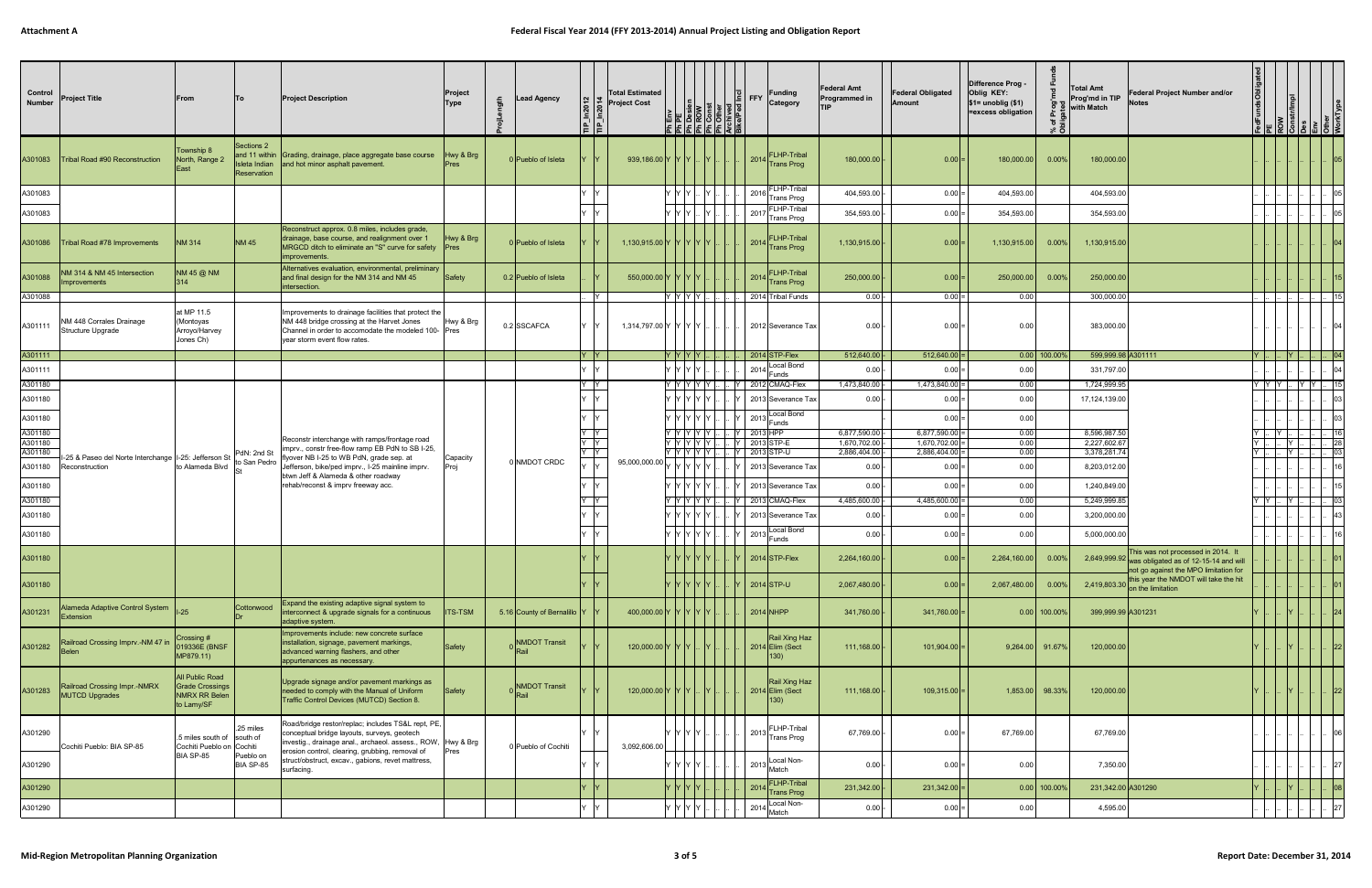# Federal Fiscal Year 2014 (FFY 2013-2014) Annual Project Listing and Obligation Report

Attachment A

| Control Number | Project Title | From | To | Project Description | Project Type | ProjLength | Lead Agency | TIP_In2012 | TIP_In2014 | Total Estimated Project Cost | Ph Env | Ph PE | Ph Design | Ph ROW | Ph Const | Ph Other | Archived | Bike/Ped Incl | FFY | Funding Category | Federal Amt Programmed in TIP | Federal Obligated Amount | Difference Prog - Oblig KEY: $1= unoblig ($1) =excess obligation | % of Prog'md Funds Obligated | Total Amt Prog'md in TIP with Match | Federal Project Number and/or Notes | FedFundsObligated | PE | ROW | Constr/Impl | Des | Env | Other | WorkType |
|---|---|---|---|---|---|---|---|---|---|---|---|---|---|---|---|---|---|---|---|---|---|---|---|---|---|---|---|---|---|---|---|---|---|---|
| A301083 | Tribal Road #90 Reconstruction | Township 8 North, Range 2 East | Sections 2 and 11 within Isleta Indian Reservation | Grading, drainage, place aggregate base course and hot minor asphalt pavement. | Hwy & Brg Pres | 0 | Pueblo of Isleta | Y | Y | 939,186.00 | Y | Y | Y | .. | Y | .. | .. | .. | 2014 | FLHP-Tribal Trans Prog | 180,000.00 | 0.00 | 180,000.00 | 0.00% | 180,000.00 | | .. | .. | .. | .. | .. | .. | .. | 05 |
| A301083 | | | | | | | | Y | Y | | Y | Y | Y | .. | Y | .. | .. | .. | 2016 | FLHP-Tribal Trans Prog | 404,593.00 | 0.00 | 404,593.00 | | 404,593.00 | | .. | .. | .. | .. | .. | .. | .. | 05 |
| A301083 | | | | | | | | Y | Y | | Y | Y | Y | .. | Y | .. | .. | .. | 2017 | FLHP-Tribal Trans Prog | 354,593.00 | 0.00 | 354,593.00 | | 354,593.00 | | .. | .. | .. | .. | .. | .. | .. | 05 |
| A301086 | Tribal Road #78 Improvements | NM 314 | NM 45 | Reconstruct approx. 0.8 miles, includes grade, drainage, base course, and realignment over 1 MRGCD ditch to eliminate an "S" curve for safety improvements. | Hwy & Brg Pres | 0 | Pueblo of Isleta | Y | Y | 1,130,915.00 | Y | Y | Y | Y | Y | .. | .. | .. | 2014 | FLHP-Tribal Trans Prog | 1,130,915.00 | 0.00 | 1,130,915.00 | 0.00% | 1,130,915.00 | | .. | .. | .. | .. | .. | .. | .. | 04 |
| A301088 | NM 314 & NM 45 Intersection Improvements | NM 45 @ NM 314 | | Alternatives evaluation, environmental, preliminary and final design for the NM 314 and NM 45 intersection. | Safety | 0.2 | Pueblo of Isleta | .. | Y | 550,000.00 | Y | Y | Y | Y | .. | .. | .. | .. | 2014 | FLHP-Tribal Trans Prog | 250,000.00 | 0.00 | 250,000.00 | 0.00% | 250,000.00 | | .. | .. | .. | .. | .. | .. | .. | 15 |
| A301088 | | | | | | | | .. | Y | | Y | Y | Y | Y | .. | .. | .. | .. | 2014 | Tribal Funds | 0.00 | 0.00 | 0.00 | | 300,000.00 | | .. | .. | .. | .. | .. | .. | .. | 15 |
| A301111 | NM 448 Corrales Drainage Structure Upgrade | at MP 11.5 (Montoyas Arroyo/Harvey Jones Ch) | | Improvements to drainage facilities that protect the NM 448 bridge crossing at the Harvet Jones Channel in order to accomodate the modeled 100-year storm event flow rates. | Hwy & Brg Pres | 0.2 | SSCAFCA | Y | Y | 1,314,797.00 | Y | Y | Y | Y | .. | .. | .. | .. | 2012 | Severance Tax | 0.00 | 0.00 | 0.00 | | 383,000.00 | | .. | .. | .. | .. | .. | .. | .. | 04 |
| A301111 | | | | | | | | Y | Y | | Y | Y | Y | Y | .. | .. | .. | .. | 2014 | STP-Flex | 512,640.00 | 512,640.00 | 0.00 | 100.00% | 599,999.98 | A301111 | Y | .. | .. | Y | .. | .. | .. | 04 |
| A301111 | | | | | | | | Y | Y | | Y | Y | Y | Y | .. | .. | .. | .. | 2014 | Local Bond Funds | 0.00 | 0.00 | 0.00 | | 331,797.00 | | .. | .. | .. | .. | .. | .. | .. | 04 |
| A301180 | I-25 & Paseo del Norte Interchange Reconstruction | I-25: Jefferson St to Alameda Blvd | PdN: 2nd St to San Pedro St | Reconstr interchange with ramps/frontage road imprv., constr free-flow ramp EB PdN to SB I-25, flyover NB I-25 to WB PdN, grade sep. at Jefferson, bike/ped imprv., I-25 mainline imprv. btwn Jeff & Alameda & other roadway rehab/reconst & imprv freeway acc. | Capacity Proj | 0 | NMDOT CRDC | Y | Y | 95,000,000.00 | Y | Y | Y | Y | Y | .. | .. | Y | 2012 | CMAQ-Flex | 1,473,840.00 | 1,473,840.00 | 0.00 | | 1,724,999.95 | | Y | Y | Y | .. | Y | Y | .. | 15 |
| A301180 | | | | | | | | Y | Y | | Y | Y | Y | Y | Y | .. | .. | Y | 2013 | Severance Tax | 0.00 | 0.00 | 0.00 | | 17,124,139.00 | | .. | .. | .. | .. | .. | .. | .. | 03 |
| A301180 | | | | | | | | Y | Y | | Y | Y | Y | Y | Y | .. | .. | Y | 2013 | Local Bond Funds | 0.00 | 0.00 | 0.00 | | | | .. | .. | .. | .. | .. | .. | .. | 03 |
| A301180 | | | | | | | | Y | Y | | Y | Y | Y | Y | Y | .. | .. | Y | 2013 | HPP | 6,877,590.00 | 6,877,590.00 | 0.00 | | 8,596,987.50 | | Y | .. | .. | Y | .. | .. | .. | 16 |
| A301180 | | | | | | | | Y | Y | | Y | Y | Y | Y | Y | .. | .. | Y | 2013 | STP-E | 1,670,702.00 | 1,670,702.00 | 0.00 | | 2,227,602.67 | | Y | .. | .. | Y | .. | .. | .. | 28 |
| A301180 | | | | | | | | Y | Y | | Y | Y | Y | Y | Y | .. | .. | Y | 2013 | STP-U | 2,886,404.00 | 2,886,404.00 | 0.00 | | 3,378,281.74 | | Y | .. | .. | Y | .. | .. | .. | 03 |
| A301180 | | | | | | | | Y | Y | | Y | Y | Y | Y | Y | .. | .. | Y | 2013 | Severance Tax | 0.00 | 0.00 | 0.00 | | 8,203,012.00 | | .. | .. | .. | .. | .. | .. | .. | 16 |
| A301180 | | | | | | | | Y | Y | | Y | Y | Y | Y | Y | .. | .. | Y | 2013 | Severance Tax | 0.00 | 0.00 | 0.00 | | 1,240,849.00 | | .. | .. | .. | .. | .. | .. | .. | 15 |
| A301180 | | | | | | | | Y | Y | | Y | Y | Y | Y | Y | .. | .. | Y | 2013 | CMAQ-Flex | 4,485,600.00 | 4,485,600.00 | 0.00 | | 5,249,999.85 | | Y | Y | .. | Y | .. | .. | .. | 03 |
| A301180 | | | | | | | | Y | Y | | Y | Y | Y | Y | Y | .. | .. | Y | 2013 | Severance Tax | 0.00 | 0.00 | 0.00 | | 3,200,000.00 | | .. | .. | .. | .. | .. | .. | .. | 43 |
| A301180 | | | | | | | | Y | Y | | Y | Y | Y | Y | Y | .. | .. | Y | 2013 | Local Bond Funds | 0.00 | 0.00 | 0.00 | | 5,000,000.00 | | .. | .. | .. | .. | .. | .. | .. | 16 |
| A301180 | | | | | | | | Y | Y | | Y | Y | Y | Y | Y | .. | .. | Y | 2014 | STP-Flex | 2,264,160.00 | 0.00 | 2,264,160.00 | 0.00% | 2,649,999.92 | This was not processed in 2014. It was obligated as of 12-15-14 and will not go against the MPO limitation for this year the NMDOT will take the hit on the limitation | .. | .. | .. | .. | .. | .. | .. | 01 |
| A301180 | | | | | | | | Y | Y | | Y | Y | Y | Y | Y | .. | .. | Y | 2014 | STP-U | 2,067,480.00 | 0.00 | 2,067,480.00 | 0.00% | 2,419,803.30 | | .. | .. | .. | .. | .. | .. | .. | 01 |
| A301231 | Alameda Adaptive Control System Extension | I-25 | Cottonwood Dr | Expand the existing adaptive signal system to interconnect & upgrade signals for a continuous adaptive system. | ITS-TSM | 5.16 | County of Bernalillo | Y | Y | 400,000.00 | Y | Y | Y | Y | Y | .. | .. | .. | 2014 | NHPP | 341,760.00 | 341,760.00 | 0.00 | 100.00% | 399,999.99 | A301231 | Y | .. | .. | Y | .. | .. | .. | 24 |
| A301282 | Railroad Crossing Imprv.-NM 47 in Belen | Crossing # 019336E (BNSF MP879.11) | | Improvements include: new concrete surface installation, signage, pavement markings, advanced warning flashers, and other appurtenances as necessary. | Safety | 0 | NMDOT Transit Rail | Y | Y | 120,000.00 | Y | Y | Y | .. | Y | .. | .. | .. | 2014 | Rail Xing Haz Elim (Sect 130) | 111,168.00 | 101,904.00 | 9,264.00 | 91.67% | 120,000.00 | | Y | .. | .. | Y | .. | .. | .. | 22 |
| A301283 | Railroad Crossing Impr.-NMRX MUTCD Upgrades | All Public Road Grade Crossings NMRX RR Belen to Lamy/SF | | Upgrade signage and/or pavement markings as needed to comply with the Manual of Uniform Traffic Control Devices (MUTCD) Section 8. | Safety | 0 | NMDOT Transit Rail | Y | Y | 120,000.00 | Y | Y | Y | .. | Y | .. | .. | .. | 2014 | Rail Xing Haz Elim (Sect 130) | 111,168.00 | 109,315.00 | 1,853.00 | 98.33% | 120,000.00 | | Y | .. | .. | Y | .. | .. | .. | 22 |
| A301290 | Cochiti Pueblo: BIA SP-85 | .5 miles south of Cochiti Pueblo on BIA SP-85 | .25 miles south of Cochiti Pueblo on BIA SP-85 | Road/bridge restor/replac; includes TS&L rept, PE, conceptual bridge layouts, surveys, geotech investig., drainage anal., archaeol. assess., ROW, erosion control, clearing, grubbing, removal of struct/obstruct, excav., gabions, revet mattress, surfacing. | Hwy & Brg Pres | 0 | Pueblo of Cochiti | Y | Y | 3,092,606.00 | Y | Y | Y | Y | .. | .. | .. | .. | 2013 | FLHP-Tribal Trans Prog | 67,769.00 | 0.00 | 67,769.00 | | 67,769.00 | | .. | .. | .. | .. | .. | .. | .. | 06 |
| A301290 | | | | | | | | Y | Y | | Y | Y | Y | Y | .. | .. | .. | .. | 2013 | Local Non-Match | 0.00 | 0.00 | 0.00 | | 7,350.00 | | .. | .. | .. | .. | .. | .. | .. | 27 |
| A301290 | | | | | | | | Y | Y | | Y | Y | Y | Y | .. | .. | .. | .. | 2014 | FLHP-Tribal Trans Prog | 231,342.00 | 231,342.00 | 0.00 | 100.00% | 231,342.00 | A301290 | Y | .. | .. | Y | .. | .. | .. | 08 |
| A301290 | | | | | | | | Y | Y | | Y | Y | Y | Y | .. | .. | .. | .. | 2014 | Local Non-Match | 0.00 | 0.00 | 0.00 | | 4,595.00 | | .. | .. | .. | .. | .. | .. | .. | 27 |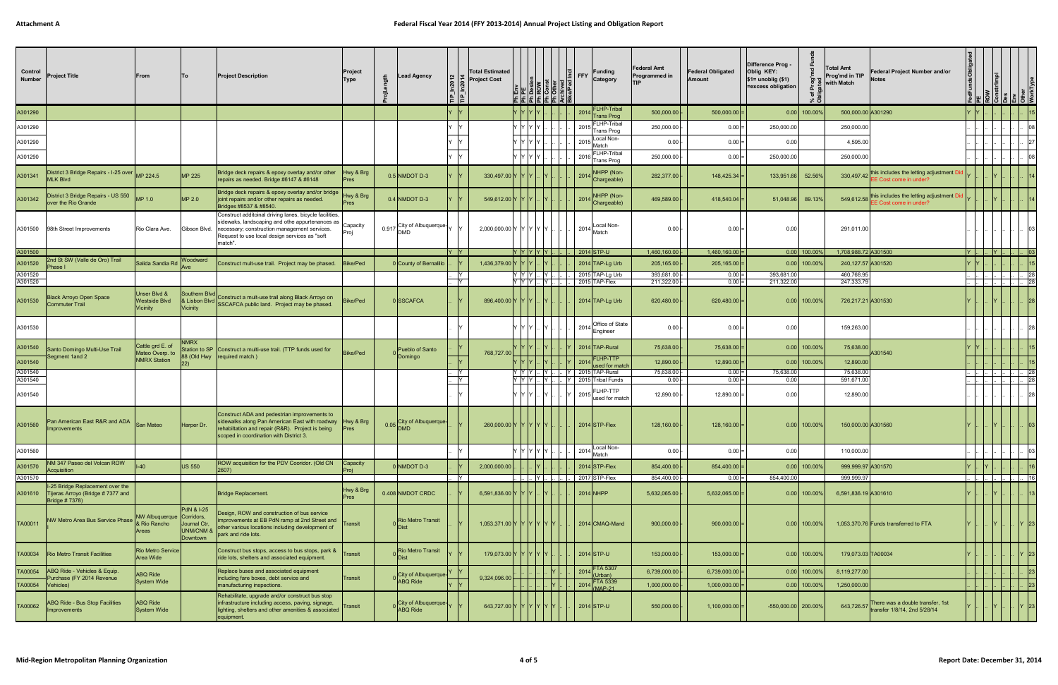## Attachment A

# Federal Fiscal Year 2014 (FFY 2013-2014) Annual Project Listing and Obligation Report

| Control Number | Project Title | From | To | Project Description | Project Type | ProjLength | Lead Agency | TIP_In2012 | TIP_In2014 | Total Estimated Project Cost | Ph Env | Ph PE | Ph Design | Ph ROW | Ph Const | Ph Other | Archived | Bike/Ped Incl | FFY | Funding Category | Federal Amt Programmed in TIP | Federal Obligated Amount | Difference Prog - Oblig KEY: $1= unoblig ($1) =excess obligation | % of Prog'md Funds Obligated | Total Amt Prog'md in TIP with Match | Federal Project Number and/or Notes | FedFundsObligated | PE | ROW | Constr/Impl | Des | Env | Other | WorkType |
|---|---|---|---|---|---|---|---|---|---|---|---|---|---|---|---|---|---|---|---|---|---|---|---|---|---|---|---|---|---|---|---|---|---|---|
| A301290 | | | | | | | | Y | Y | | Y | Y | Y | Y | .. | .. | .. | .. | 2014 | FLHP-Tribal Trans Prog | 500,000.00 | 500,000.00 | 0.00 | 100.00% | 500,000.00 | A301290 | Y | Y | .. | .. | .. | .. | .. | 15 |
| A301290 | | | | | | | | Y | Y | | Y | Y | Y | Y | .. | .. | .. | .. | 2015 | FLHP-Tribal Trans Prog | 250,000.00 | 0.00 | 250,000.00 | | 250,000.00 | | .. | .. | .. | .. | .. | .. | .. | 08 |
| A301290 | | | | | | | | Y | Y | | Y | Y | Y | Y | .. | .. | .. | .. | 2015 | Local Non-Match | 0.00 | 0.00 | 0.00 | | 4,595.00 | | .. | .. | .. | .. | .. | .. | .. | 27 |
| A301290 | | | | | | | | Y | Y | | Y | Y | Y | Y | .. | .. | .. | .. | 2016 | FLHP-Tribal Trans Prog | 250,000.00 | 0.00 | 250,000.00 | | 250,000.00 | | .. | .. | .. | .. | .. | .. | .. | 08 |
| A301341 | District 3 Bridge Repairs - I-25 over MLK Blvd | MP 224.5 | MP 225 | Bridge deck repairs & epoxy overlay and/or other repairs as needed. Bridge #6147 & #6148 | Hwy & Brg Pres | 0.5 | NMDOT D-3 | Y | Y | 330,497.00 | Y | Y | Y | .. | Y | .. | .. | .. | 2014 | NHPP (Non-Chargeable) | 282,377.00 | 148,425.34 | 133,951.66 | 52.56% | 330,497.42 | this includes the letting adjustment Did EE Cost come in under? | Y | .. | .. | Y | .. | .. | .. | 14 |
| A301342 | District 3 Bridge Repairs - US 550 over the Rio Grande | MP 1.0 | MP 2.0 | Bridge deck repairs & epoxy overlay and/or bridge joint repairs and/or other repairs as needed. Bridges #8537 & #8540. | Hwy & Brg Pres | 0.4 | NMDOT D-3 | Y | Y | 549,612.00 | Y | Y | Y | .. | Y | .. | .. | .. | 2014 | NHPP (Non-Chargeable) | 469,589.00 | 418,540.04 | 51,048.96 | 89.13% | 549,612.58 | this includes the letting adjustment Did EE Cost come in under? | Y | .. | .. | Y | .. | .. | .. | 14 |
| A301500 | 98th Street Improvements | Rio Clara Ave. | Gibson Blvd. | Construct additoinal driving lanes, bicycle facilities, sidewaks, landscaping and othe appurtenances as necessary; construction management services. Request to use local design services as "soft match". | Capacity Proj | 0.917 | City of Albuquerque-DMD | Y | Y | 2,000,000.00 | Y | Y | Y | Y | Y | .. | .. | .. | 2014 | Local Non-Match | 0.00 | 0.00 | 0.00 | | 291,011.00 | | .. | .. | .. | .. | .. | .. | .. | 03 |
| A301500 | | | | | | | | Y | Y | | Y | Y | Y | Y | .. | .. | .. | .. | 2014 | STP-U | 1,460,160.00 | 1,460,160.00 | 0.00 | 100.00% | 1,708,988.72 | A301500 | Y | .. | .. | Y | .. | .. | .. | 03 |
| A301520 | 2nd St SW (Valle de Oro) Trail Phase I | Salida Sandia Rd | Woodward Ave | Construct mult-use trail. Project may be phased. | Bike/Ped | 0 | County of Bernalillo | .. | Y | 1,436,379.00 | Y | Y | Y | .. | Y | .. | .. | .. | 2014 | TAP-Lg Urb | 205,165.00 | 205,165.00 | 0.00 | 100.00% | 240,127.57 | A301520 | Y | Y | .. | .. | .. | .. | .. | 15 |
| A301520 | | | | | | | | .. | Y | | Y | Y | Y | .. | Y | .. | .. | .. | 2015 | TAP-Lg Urb | 393,681.00 | 0.00 | 393,681.00 | | 460,768.95 | | .. | .. | .. | .. | .. | .. | .. | 28 |
| A301520 | | | | | | | | .. | Y | | Y | Y | Y | .. | Y | .. | .. | .. | 2015 | TAP-Flex | 211,322.00 | 0.00 | 211,322.00 | | 247,333.79 | | .. | .. | .. | .. | .. | .. | .. | 28 |
| A301530 | Black Arroyo Open Space Commuter Trail | Unser Blvd & Westside Blvd Vicinity | Southern Blvd & Lisbon Blvd Vicinity | Construct a mult-use trail along Black Arroyo on SSCAFCA public land. Project may be phased. | Bike/Ped | 0 | SSCAFCA | .. | Y | 896,400.00 | Y | Y | Y | .. | Y | .. | .. | .. | 2014 | TAP-Lg Urb | 620,480.00 | 620,480.00 | 0.00 | 100.00% | 726,217.21 | A301530 | Y | .. | .. | Y | .. | .. | .. | 28 |
| A301530 | | | | | | | | .. | Y | | Y | Y | Y | .. | Y | .. | .. | .. | 2014 | Office of State Engineer | 0.00 | 0.00 | 0.00 | | 159,263.00 | | .. | .. | .. | .. | .. | .. | .. | 28 |
| A301540 | Santo Domingo Multi-Use Trail Segment 1and 2 | Cattle grd E. of Mateo Overp. to NMRX Station | NMRX Station to SP 88 (Old Hwy 22) | Construct a multi-use trail. (TTP funds used for required match.) | Bike/Ped | 0 | Pueblo of Santo Domingo | .. | Y | 768,727.00 | Y | Y | Y | .. | Y | .. | .. | Y | 2014 | TAP-Rural | 75,638.00 | 75,638.00 | 0.00 | 100.00% | 75,638.00 | A301540 | Y | Y | .. | .. | .. | .. | .. | 15 |
| A301540 | | | | | | | | .. | Y | | Y | Y | Y | .. | Y | .. | .. | Y | 2014 | FLHP-TTP used for match | 12,890.00 | 12,890.00 | 0.00 | 100.00% | 12,890.00 | | .. | .. | .. | .. | .. | .. | .. | 15 |
| A301540 | | | | | | | | .. | Y | | Y | Y | Y | .. | Y | .. | .. | Y | 2015 | TAP-Rural | 75,638.00 | 0.00 | 75,638.00 | | 75,638.00 | | .. | .. | .. | .. | .. | .. | .. | 28 |
| A301540 | | | | | | | | .. | Y | | Y | Y | Y | .. | Y | .. | .. | Y | 2015 | Tribal Funds | 0.00 | 0.00 | 0.00 | | 591,671.00 | | .. | .. | .. | .. | .. | .. | .. | 26 |
| A301540 | | | | | | | | .. | Y | | Y | Y | Y | .. | Y | .. | .. | Y | 2015 | FLHP-TTP used for match | 12,890.00 | 12,890.00 | 0.00 | | 12,890.00 | | .. | .. | .. | .. | .. | .. | .. | 28 |
| A301560 | Pan American East R&R and ADA Improvements | San Mateo | Harper Dr. | Construct ADA and pedestrian improvements to sidewalks along Pan American East with roadway rehabiltation and repair (R&R). Project is being scoped in coordination with District 3. | Hwy & Brg Pres | 0.05 | City of Albuquerque-DMD | .. | Y | 260,000.00 | Y | Y | Y | Y | Y | .. | .. | .. | 2014 | STP-Flex | 128,160.00 | 128,160.00 | 0.00 | 100.00% | 150,000.00 | A301560 | Y | .. | .. | Y | .. | .. | .. | 03 |
| A301560 | | | | | | | | .. | Y | | Y | Y | Y | Y | Y | .. | .. | .. | 2014 | Local Non-Match | 0.00 | 0.00 | 0.00 | | 110,000.00 | | .. | .. | .. | .. | .. | .. | .. | 03 |
| A301570 | NM 347 Paseo del Volcan ROW Acquisition | I-40 | US 550 | ROW acquisition for the PDV Cooridor. (Old CN 2607) | Capacity Proj | 0 | NMDOT D-3 | .. | Y | 2,000,000.00 | .. | .. | .. | Y | .. | .. | .. | .. | 2014 | STP-Flex | 854,400.00 | 854,400.00 | 0.00 | 100.00% | 999,999.97 | A301570 | Y | .. | Y | .. | .. | .. | .. | 16 |
| A301570 | | | | | | | | .. | Y | | .. | .. | .. | Y | .. | .. | .. | .. | 2017 | STP-Flex | 854,400.00 | 0.00 | 854,400.00 | | 999,999.97 | | .. | .. | .. | .. | .. | .. | .. | 16 |
| A301610 | I-25 Bridge Replacement over the Tijeras Arroyo (Bridge # 7377 and Bridge # 7378) | | | Bridge Replacement. | Hwy & Brg Pres | 0.408 | NMDOT CRDC | .. | Y | 6,591,836.00 | Y | Y | Y | .. | Y | .. | .. | .. | 2014 | NHPP | 5,632,065.00 | 5,632,065.00 | 0.00 | 100.00% | 6,591,836.19 | A301610 | Y | .. | .. | Y | .. | .. | .. | 13 |
| TA00011 | NW Metro Area Bus Service Phase I | NW Albuquerque & Rio Rancho Areas | PdN & I-25 Corridors, Journal Ctr, UNM/CNM & Downtown | Design, ROW and construction of bus service improvements at EB PdN ramp at 2nd Street and other various locations including development of park and ride lots. | Transit | 0 | Rio Metro Transit Dist | .. | Y | 1,053,371.00 | Y | Y | Y | Y | Y | Y | .. | .. | 2014 | CMAQ-Mand | 900,000.00 | 900,000.00 | 0.00 | 100.00% | 1,053,370.76 | Funds transferred to FTA | Y | .. | .. | Y | .. | .. | Y | 23 |
| TA00034 | Rio Metro Transit Facilities | Rio Metro Service Area Wide | | Construct bus stops, access to bus stops, park & ride lots, shelters and associated equipment. | Transit | 0 | Rio Metro Transit Dist | Y | Y | 179,073.00 | Y | Y | Y | Y | Y | .. | .. | .. | 2014 | STP-U | 153,000.00 | 153,000.00 | 0.00 | 100.00% | 179,073.03 | TA00034 | Y | .. | .. | .. | .. | .. | Y | 23 |
| TA00054 | ABQ Ride - Vehicles & Equip. Purchase (FY 2014 Revenue Vehicles) | ABQ Ride System Wide | | Replace buses and associated equipment including fare boxes, debt service and manufacturing inspections. | Transit | 0 | City of Albuquerque-ABQ Ride | Y | Y | 9,324,096.00 | .. | .. | .. | .. | Y | .. | .. | .. | 2014 | FTA 5307 (Urban) | 6,739,000.00 | 6,739,000.00 | 0.00 | 100.00% | 8,119,277.00 | | .. | .. | .. | .. | .. | .. | .. | 23 |
| TA00054 | | | | | | | | Y | Y | | .. | .. | .. | .. | Y | .. | .. | .. | 2014 | FTA 5339 (MAP-21 | 1,000,000.00 | 1,000,000.00 | 0.00 | 100.00% | 1,250,000.00 | | .. | .. | .. | .. | .. | .. | .. | 23 |
| TA00062 | ABQ Ride - Bus Stop Facilities Improvements | ABQ Ride System Wide | | Rehabilitate, upgrade and/or construct bus stop infrastructure including access, paving, signage, lighting, shelters and other amenities & associated equipment. | Transit | 0 | City of Albuquerque-ABQ Ride | Y | Y | 643,727.00 | Y | Y | Y | Y | Y | Y | .. | .. | 2014 | STP-U | 550,000.00 | 1,100,000.00 | -550,000.00 | 200.00% | 643,726.57 | There was a double transfer, 1st transfer 1/8/14, 2nd 5/28/14 | Y | .. | .. | Y | .. | .. | Y | 23 |

Mid-Region Metropolitan Planning Organization

Report Date: December 31, 2014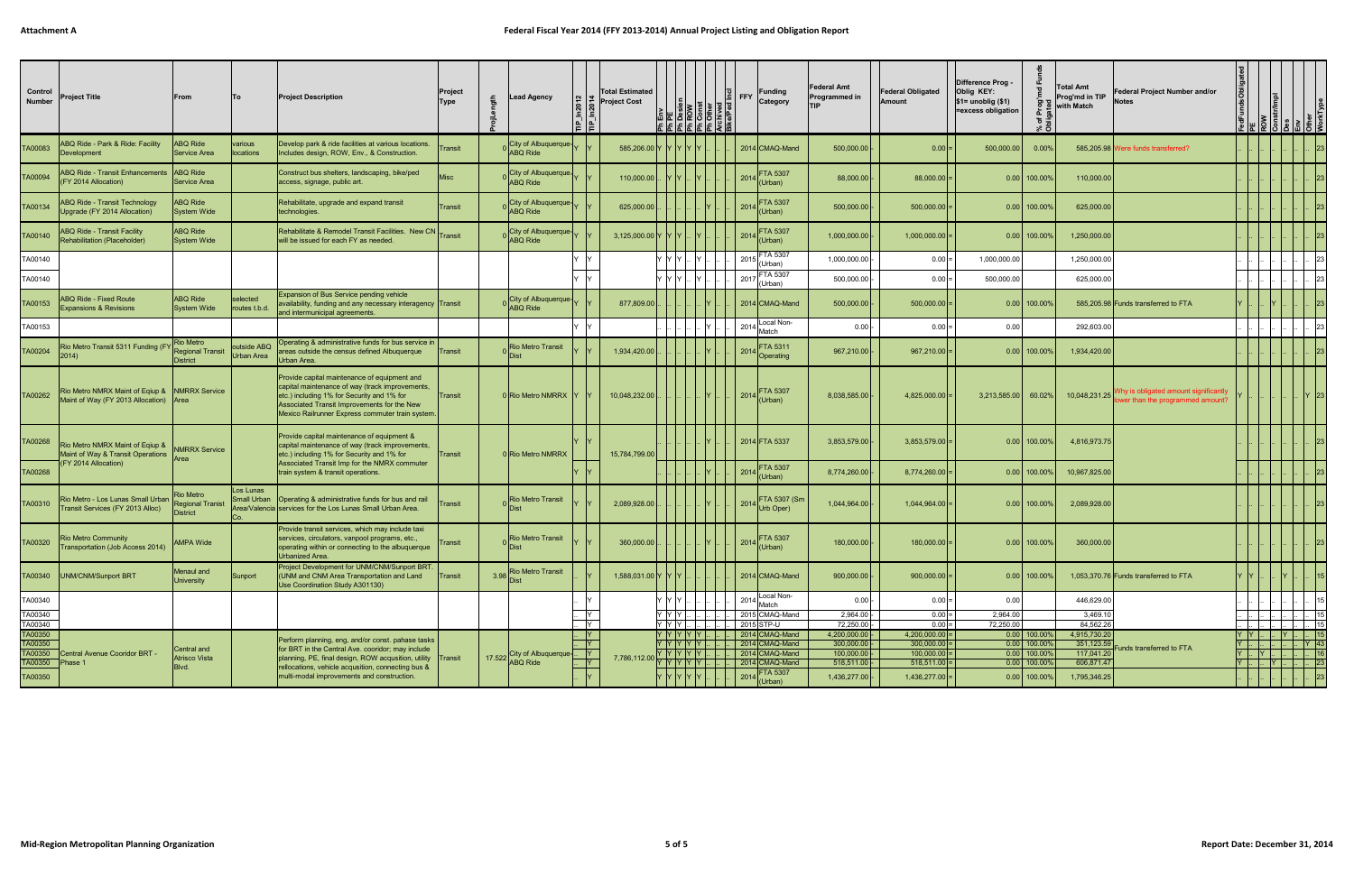| Control Number | Project Title | From | To | Project Description | Project Type | ProjLength | Lead Agency | TIP_In2012 | TIP_In2014 | Total Estimated Project Cost | Ph Env | Ph PE | Ph Design | Ph ROW | Ph Const | Ph Other | Archived | Bike/Ped Incl | FFY | Funding Category | Federal Amt Programmed in TIP | Federal Obligated Amount | Difference Prog - Oblig KEY: $1= unoblig ($1) =excess obligation | % of Prog'md Funds Obligated | Total Amt Prog'md in TIP with Match | Federal Project Number and/or Notes | FedFundsObligated | PE | ROW | Constr/Impl | Des | Env | Other | WorkType |
|---|---|---|---|---|---|---|---|---|---|---|---|---|---|---|---|---|---|---|---|---|---|---|---|---|---|---|---|---|---|---|---|---|---|---|
| TA00083 | ABQ Ride - Park & Ride: Facility Development | ABQ Ride Service Area | various locations | Develop park & ride facilities at various locations. Includes design, ROW, Env., & Construction. | Transit | 0 | City of Albuquerque-ABQ Ride | Y | Y | 585,206.00 | Y | Y | Y | Y | Y | .. | .. | .. | 2014 | CMAQ-Mand | 500,000.00 | 0.00 | 500,000.00 | 0.00% | 585,205.98 | Were funds transferred? | .. | .. | .. | .. | .. | .. | .. | 23 |
| TA00094 | ABQ Ride - Transit Enhancements (FY 2014 Allocation) | ABQ Ride Service Area | | Construct bus shelters, landscaping, bike/ped access, signage, public art. | Misc | 0 | City of Albuquerque-ABQ Ride | Y | Y | 110,000.00 | .. | Y | Y | .. | Y | .. | .. | .. | 2014 | FTA 5307 (Urban) | 88,000.00 | 88,000.00 | 0.00 | 100.00% | 110,000.00 | | .. | .. | .. | .. | .. | .. | .. | 23 |
| TA00134 | ABQ Ride - Transit Technology Upgrade (FY 2014 Allocation) | ABQ Ride System Wide | | Rehabilitate, upgrade and expand transit technologies. | Transit | 0 | City of Albuquerque-ABQ Ride | Y | Y | 625,000.00 | .. | .. | .. | .. | Y | .. | .. | .. | 2014 | FTA 5307 (Urban) | 500,000.00 | 500,000.00 | 0.00 | 100.00% | 625,000.00 | | .. | .. | .. | .. | .. | .. | .. | 23 |
| TA00140 | ABQ Ride - Transit Facility Rehabilitation (Placeholder) | ABQ Ride System Wide | | Rehabilitate & Remodel Transit Facilities. New CN will be issued for each FY as needed. | Transit | 0 | City of Albuquerque-ABQ Ride | Y | Y | 3,125,000.00 | Y | Y | Y | .. | Y | .. | .. | .. | 2014 | FTA 5307 (Urban) | 1,000,000.00 | 1,000,000.00 | 0.00 | 100.00% | 1,250,000.00 | | .. | .. | .. | .. | .. | .. | .. | 23 |
| TA00140 | | | | | | | | Y | Y | | Y | Y | Y | .. | Y | .. | .. | .. | 2015 | FTA 5307 (Urban) | 1,000,000.00 | 0.00 | 1,000,000.00 | | 1,250,000.00 | | .. | .. | .. | .. | .. | .. | .. | 23 |
| TA00140 | | | | | | | | Y | Y | | Y | Y | Y | .. | Y | .. | .. | .. | 2017 | FTA 5307 (Urban) | 500,000.00 | 0.00 | 500,000.00 | | 625,000.00 | | .. | .. | .. | .. | .. | .. | .. | 23 |
| TA00153 | ABQ Ride - Fixed Route Expansions & Revisions | ABQ Ride System Wide | selected routes t.b.d. | Expansion of Bus Service pending vehicle availability, funding and any necessary interagency and intermunicipal agreements. | Transit | 0 | City of Albuquerque-ABQ Ride | Y | Y | 877,809.00 | .. | .. | .. | .. | .. | Y | .. | .. | 2014 | CMAQ-Mand | 500,000.00 | 500,000.00 | 0.00 | 100.00% | 585,205.98 | Funds transferred to FTA | Y | .. | .. | Y | .. | .. | .. | 23 |
| TA00153 | | | | | | | | Y | Y | | .. | .. | .. | .. | .. | Y | .. | .. | 2014 | Local Non-Match | 0.00 | 0.00 | 0.00 | | 292,603.00 | | .. | .. | .. | .. | .. | .. | .. | 23 |
| TA00204 | Rio Metro Transit 5311 Funding (FY 2014) | Rio Metro Regional Transit District | outside ABQ Urban Area | Operating & administrative funds for bus service in areas outside the census defined Albuquerque Urban Area. | Transit | 0 | Rio Metro Transit Dist | Y | Y | 1,934,420.00 | .. | .. | .. | .. | .. | Y | .. | .. | 2014 | FTA 5311 Operating | 967,210.00 | 967,210.00 | 0.00 | 100.00% | 1,934,420.00 | | .. | .. | .. | .. | .. | .. | .. | 23 |
| TA00262 | Rio Metro NMRX Maint of Equip & Maint of Way (FY 2013 Allocation) | NMRRX Service Area | | Provide capital maintenance of equipment and capital maintenance of way (track improvements, etc.) including 1% for Security and 1% for Associated Transit Improvements for the New Mexico Railrunner Express commuter train system. | Transit | 0 | Rio Metro NMRRX | Y | Y | 10,048,232.00 | .. | .. | .. | .. | .. | Y | .. | .. | 2014 | FTA 5307 (Urban) | 8,038,585.00 | 4,825,000.00 | 3,213,585.00 | 60.02% | 10,048,231.25 | Why is obligated amount significantly lower than the programmed amount? | Y | .. | .. | .. | .. | .. | Y | 23 |
| TA00268 | Rio Metro NMRX Maint of Equip & Maint of Way & Transit Operations (FY 2014 Allocation) | NMRRX Service Area | | Provide capital maintenance of equipment & capital maintenance of way (track improvements, etc.) including 1% for Security and 1% for Associated Transit Imp for the NMRX commuter train system & transit operations. | Transit | 0 | Rio Metro NMRRX | Y | Y | 15,784,799.00 | .. | .. | .. | .. | .. | Y | .. | .. | 2014 | FTA 5337 | 3,853,579.00 | 3,853,579.00 | 0.00 | 100.00% | 4,816,973.75 | | .. | .. | .. | .. | .. | .. | .. | 23 |
| TA00268 | | | | | | | | Y | Y | | .. | .. | .. | .. | .. | Y | .. | .. | 2014 | FTA 5307 (Urban) | 8,774,260.00 | 8,774,260.00 | 0.00 | 100.00% | 10,967,825.00 | | .. | .. | .. | .. | .. | .. | .. | 23 |
| TA00310 | Rio Metro - Los Lunas Small Urban Transit Services (FY 2013 Alloc) | Rio Metro Regional Transit District | Los Lunas Small Urban Area/Valencia Co. | Operating & administrative funds for bus and rail services for the Los Lunas Small Urban Area. | Transit | 0 | Rio Metro Transit Dist | Y | Y | 2,089,928.00 | .. | .. | .. | .. | .. | Y | .. | .. | 2014 | FTA 5307 (Sm Urb Oper) | 1,044,964.00 | 1,044,964.00 | 0.00 | 100.00% | 2,089,928.00 | | .. | .. | .. | .. | .. | .. | .. | 23 |
| TA00320 | Rio Metro Community Transportation (Job Access 2014) | AMPA Wide | | Provide transit services, which may include taxi services, circulators, vanpool programs, etc., operating within or connecting to the albuquerque Urbanized Area. | Transit | 0 | Rio Metro Transit Dist | Y | Y | 360,000.00 | .. | .. | .. | .. | .. | Y | .. | .. | 2014 | FTA 5307 (Urban) | 180,000.00 | 180,000.00 | 0.00 | 100.00% | 360,000.00 | | .. | .. | .. | .. | .. | .. | .. | 23 |
| TA00340 | UNM/CNM/Sunport BRT | Menaul and University | Sunport | Project Development for UNM/CNM/Sunport BRT. (UNM and CNM Area Transportation and Land Use Coordination Study A301130) | Transit | 3.98 | Rio Metro Transit Dist | | Y | 1,588,031.00 | Y | Y | Y | .. | .. | .. | .. | .. | 2014 | CMAQ-Mand | 900,000.00 | 900,000.00 | 0.00 | 100.00% | 1,053,370.76 | Funds transferred to FTA | Y | Y | .. | .. | Y | .. | .. | 15 |
| TA00340 | | | | | | | | .. | Y | | Y | Y | Y | .. | .. | .. | .. | .. | 2014 | Local Non-Match | 0.00 | 0.00 | 0.00 | | 446,629.00 | | .. | .. | .. | .. | .. | .. | .. | 15 |
| TA00340 | | | | | | | | .. | Y | | Y | Y | Y | .. | .. | .. | .. | .. | 2015 | CMAQ-Mand | 2,964.00 | 0.00 | 2,964.00 | | 3,469.10 | | .. | .. | .. | .. | .. | .. | .. | 15 |
| TA00340 | | | | | | | | .. | Y | | Y | Y | Y | .. | .. | .. | .. | .. | 2015 | STP-U | 72,250.00 | 0.00 | 72,250.00 | | 84,562.26 | | .. | .. | .. | .. | .. | .. | .. | 15 |
| TA00350 | Central Avenue Cooridor BRT - Phase 1 | Central and Atrisco Vista Blvd. | | Perform planning, eng, and/or const. pahase tasks for BRT in the Central Ave. cooridor; may include planning, PE, final design, ROW acqusition, utility rellocations, vehicle acqusition, connecting bus & multi-modal improvements and construction. | Transit | 17.522 | City of Albuquerque-ABQ Ride | .. | Y | 7,786,112.00 | Y | Y | Y | Y | Y | .. | .. | .. | 2014 | CMAQ-Mand | 4,200,000.00 | 4,200,000.00 | 0.00 | 100.00% | 4,915,730.20 | Funds transferred to FTA | Y | Y | .. | .. | Y | .. | .. | 15 |
| TA00350 | | | | | | | | .. | Y | | Y | Y | Y | Y | Y | .. | .. | .. | 2014 | CMAQ-Mand | 300,000.00 | 300,000.00 | 0.00 | 100.00% | 351,123.59 | | Y | .. | .. | .. | .. | .. | Y | 43 |
| TA00350 | | | | | | | | .. | Y | | Y | Y | Y | Y | Y | .. | .. | .. | 2014 | CMAQ-Mand | 100,000.00 | 100,000.00 | 0.00 | 100.00% | 117,041.20 | | Y | .. | Y | .. | .. | .. | .. | 16 |
| TA00350 | | | | | | | | .. | Y | | Y | Y | Y | Y | Y | .. | .. | .. | 2014 | CMAQ-Mand | 518,511.00 | 518,511.00 | 0.00 | 100.00% | 606,871.47 | | Y | .. | .. | Y | .. | .. | .. | 23 |
| TA00350 | | | | | | | | .. | Y | | Y | Y | Y | Y | Y | .. | .. | .. | 2014 | FTA 5307 (Urban) | 1,436,277.00 | 1,436,277.00 | 0.00 | 100.00% | 1,795,346.25 | | .. | .. | .. | .. | .. | .. | .. | 23 |